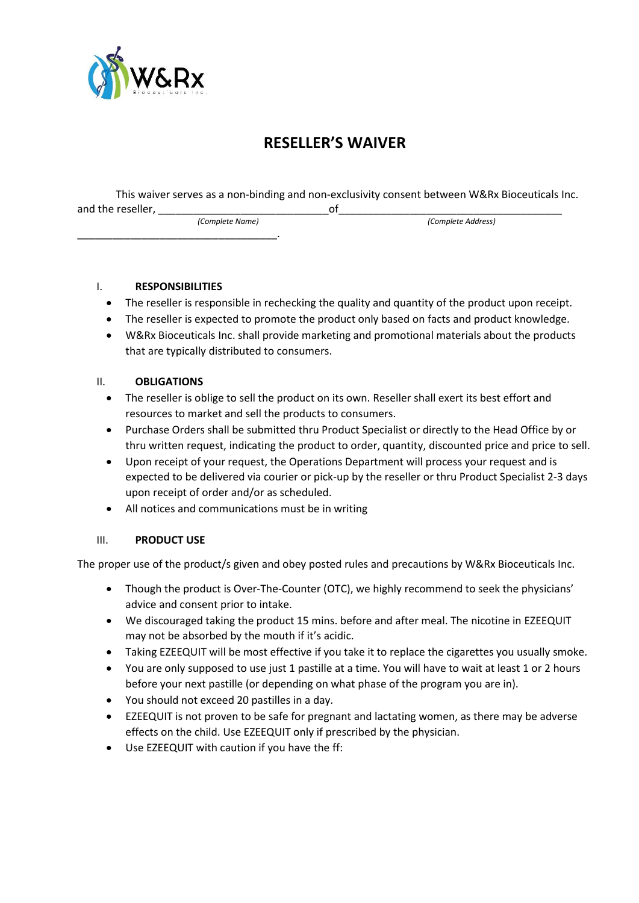# RESELLER'S WAIVER

This waiver serves as a non-binding and non-exclusivity consent between W&Rx Bioceuticals Inc. and the reseller, ______________________________ of ________________________________________ ___________________________________.

*(Complete Name)* *(Complete Address)*

## I. RESPONSIBILITIES

- The reseller is responsible in rechecking the quality and quantity of the product upon receipt.
- The reseller is expected to promote the product only based on facts and product knowledge.
- W&Rx Bioceuticals Inc. shall provide marketing and promotional materials about the products that are typically distributed to consumers.

## II. OBLIGATIONS

- The reseller is oblige to sell the product on its own. Reseller shall exert its best effort and resources to market and sell the products to consumers.
- Purchase Orders shall be submitted thru Product Specialist or directly to the Head Office by or thru written request, indicating the product to order, quantity, discounted price and price to sell.
- Upon receipt of your request, the Operations Department will process your request and is expected to be delivered via courier or pick-up by the reseller or thru Product Specialist 2-3 days upon receipt of order and/or as scheduled.
- All notices and communications must be in writing

## III. PRODUCT USE

The proper use of the product/s given and obey posted rules and precautions by W&Rx Bioceuticals Inc.

- Though the product is Over-The-Counter (OTC), we highly recommend to seek the physicians' advice and consent prior to intake.
- We discouraged taking the product 15 mins. before and after meal. The nicotine in EZEEQUIT may not be absorbed by the mouth if it's acidic.
- Taking EZEEQUIT will be most effective if you take it to replace the cigarettes you usually smoke.
- You are only supposed to use just 1 pastille at a time. You will have to wait at least 1 or 2 hours before your next pastille (or depending on what phase of the program you are in).
- You should not exceed 20 pastilles in a day.
- EZEEQUIT is not proven to be safe for pregnant and lactating women, as there may be adverse effects on the child. Use EZEEQUIT only if prescribed by the physician.
- Use EZEEQUIT with caution if you have the ff: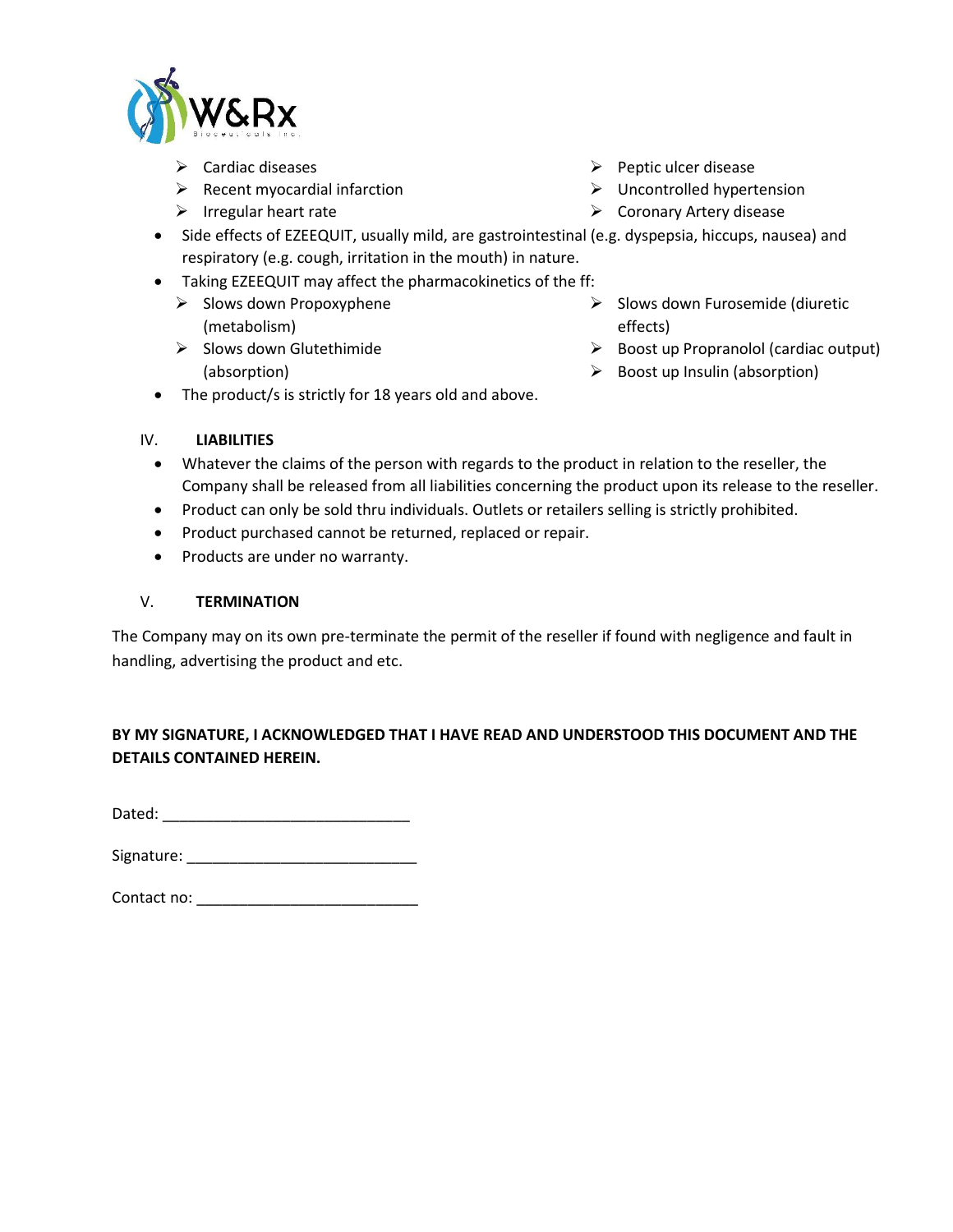- Cardiac diseases
- Recent myocardial infarction
- Irregular heart rate
- Peptic ulcer disease
- Uncontrolled hypertension
- Coronary Artery disease

- Side effects of EZEEQUIT, usually mild, are gastrointestinal (e.g. dyspepsia, hiccups, nausea) and respiratory (e.g. cough, irritation in the mouth) in nature.
- Taking EZEEQUIT may affect the pharmacokinetics of the ff:
  - Slows down Propoxyphene (metabolism)
  - Slows down Glutethimide (absorption)
  - Slows down Furosemide (diuretic effects)
  - Boost up Propranolol (cardiac output)
  - Boost up Insulin (absorption)
- The product/s is strictly for 18 years old and above.

## IV. LIABILITIES

- Whatever the claims of the person with regards to the product in relation to the reseller, the Company shall be released from all liabilities concerning the product upon its release to the reseller.
- Product can only be sold thru individuals. Outlets or retailers selling is strictly prohibited.
- Product purchased cannot be returned, replaced or repair.
- Products are under no warranty.

## V. TERMINATION

The Company may on its own pre-terminate the permit of the reseller if found with negligence and fault in handling, advertising the product and etc.

**BY MY SIGNATURE, I ACKNOWLEDGED THAT I HAVE READ AND UNDERSTOOD THIS DOCUMENT AND THE DETAILS CONTAINED HEREIN.**

Dated: ______________________________

Signature: ___________________________

Contact no: __________________________